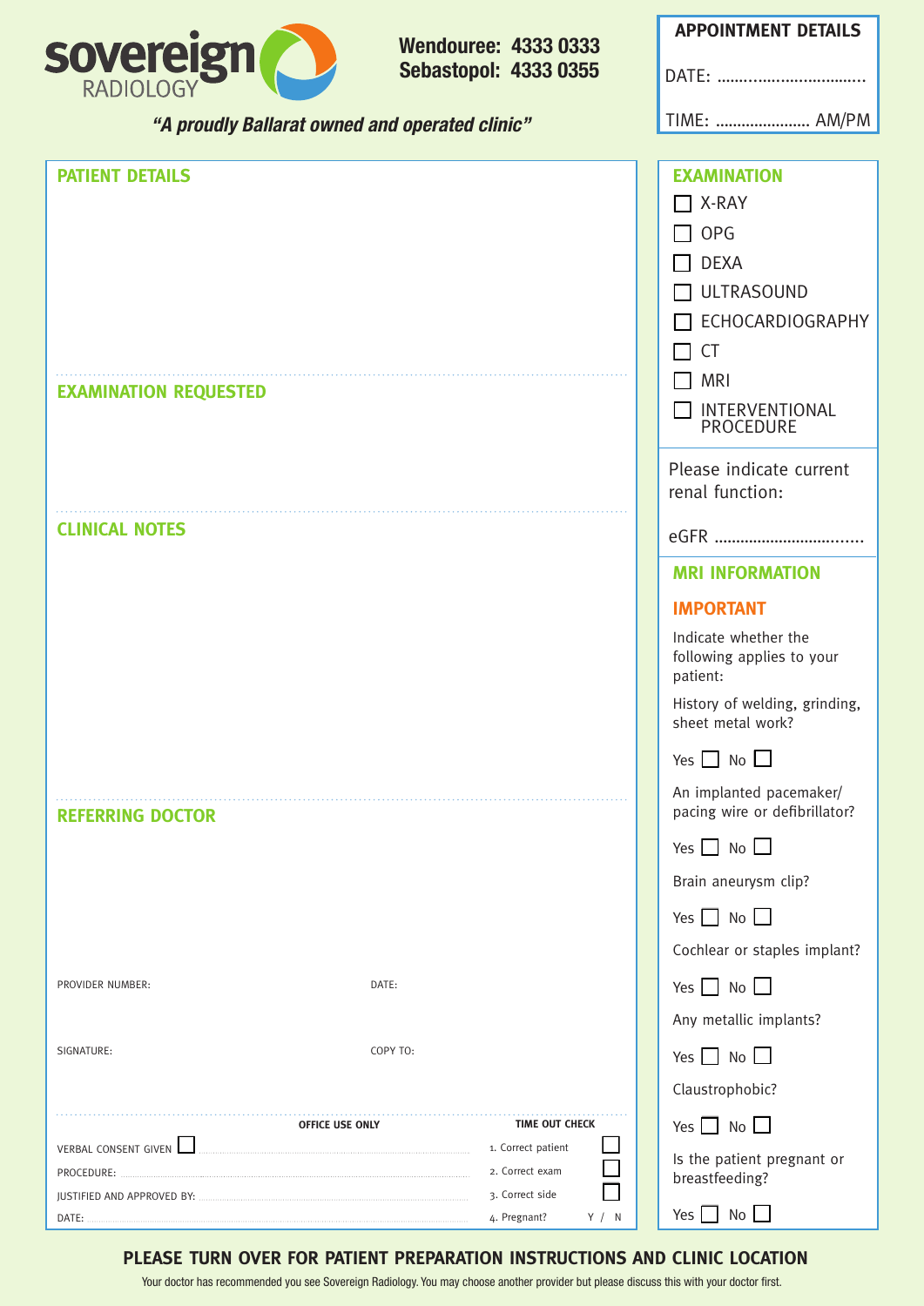# sovereign RADIOLOGY

**Wendouree: 4333 0333**
**Sebastopol: 4333 0355**

*"A proudly Ballarat owned and operated clinic"*

## APPOINTMENT DETAILS

DATE: ..................................

TIME: ...................... AM/PM

## PATIENT DETAILS

## EXAMINATION REQUESTED

## CLINICAL NOTES

## REFERRING DOCTOR

PROVIDER NUMBER:

DATE:

SIGNATURE:

COPY TO:

### OFFICE USE ONLY

VERBAL CONSENT GIVEN ☐

PROCEDURE:

JUSTIFIED AND APPROVED BY:

DATE:

### TIME OUT CHECK

1. Correct patient ☐
2. Correct exam ☐
3. Correct side ☐
4. Pregnant? Y / N

## EXAMINATION

- ☐ X-RAY
- ☐ OPG
- ☐ DEXA
- ☐ ULTRASOUND
- ☐ ECHOCARDIOGRAPHY
- ☐ CT
- ☐ MRI
- ☐ INTERVENTIONAL PROCEDURE

Please indicate current renal function:

eGFR ..................................

## MRI INFORMATION

**IMPORTANT**

Indicate whether the following applies to your patient:

History of welding, grinding, sheet metal work?

Yes ☐ No ☐

An implanted pacemaker/ pacing wire or defibrillator?

Yes ☐ No ☐

Brain aneurysm clip?

Yes ☐ No ☐

Cochlear or staples implant?

Yes ☐ No ☐

Any metallic implants?

Yes ☐ No ☐

Claustrophobic?

Yes ☐ No ☐

Is the patient pregnant or breastfeeding?

Yes ☐ No ☐

**PLEASE TURN OVER FOR PATIENT PREPARATION INSTRUCTIONS AND CLINIC LOCATION**

Your doctor has recommended you see Sovereign Radiology. You may choose another provider but please discuss this with your doctor first.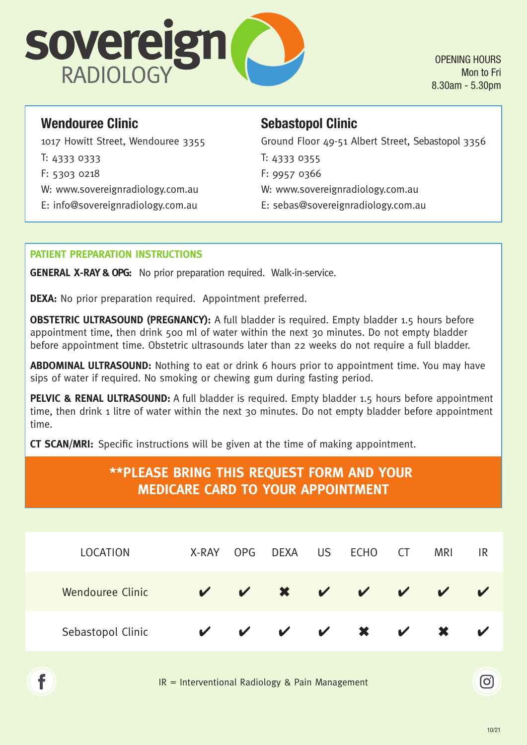# sovereign RADIOLOGY

OPENING HOURS
Mon to Fri
8.30am - 5.30pm

## Wendouree Clinic

1017 Howitt Street, Wendouree 3355
T: 4333 0333
F: 5303 0218
W: www.sovereignradiology.com.au
E: info@sovereignradiology.com.au

## Sebastopol Clinic

Ground Floor 49-51 Albert Street, Sebastopol 3356
T: 4333 0355
F: 9957 0366
W: www.sovereignradiology.com.au
E: sebas@sovereignradiology.com.au

## PATIENT PREPARATION INSTRUCTIONS

**GENERAL X-RAY & OPG:** No prior preparation required. Walk-in-service.

**DEXA:** No prior preparation required. Appointment preferred.

**OBSTETRIC ULTRASOUND (PREGNANCY):** A full bladder is required. Empty bladder 1.5 hours before appointment time, then drink 500 ml of water within the next 30 minutes. Do not empty bladder before appointment time. Obstetric ultrasounds later than 22 weeks do not require a full bladder.

**ABDOMINAL ULTRASOUND:** Nothing to eat or drink 6 hours prior to appointment time. You may have sips of water if required. No smoking or chewing gum during fasting period.

**PELVIC & RENAL ULTRASOUND:** A full bladder is required. Empty bladder 1.5 hours before appointment time, then drink 1 litre of water within the next 30 minutes. Do not empty bladder before appointment time.

**CT SCAN/MRI:** Specific instructions will be given at the time of making appointment.

**\*\*PLEASE BRING THIS REQUEST FORM AND YOUR MEDICARE CARD TO YOUR APPOINTMENT**

| LOCATION | X-RAY | OPG | DEXA | US | ECHO | CT | MRI | IR |
|---|---|---|---|---|---|---|---|---|
| Wendouree Clinic | ✔ | ✔ | ✖ | ✔ | ✔ | ✔ | ✔ | ✔ |
| Sebastopol Clinic | ✔ | ✔ | ✔ | ✔ | ✖ | ✔ | ✖ | ✔ |

IR = Interventional Radiology & Pain Management

10/21